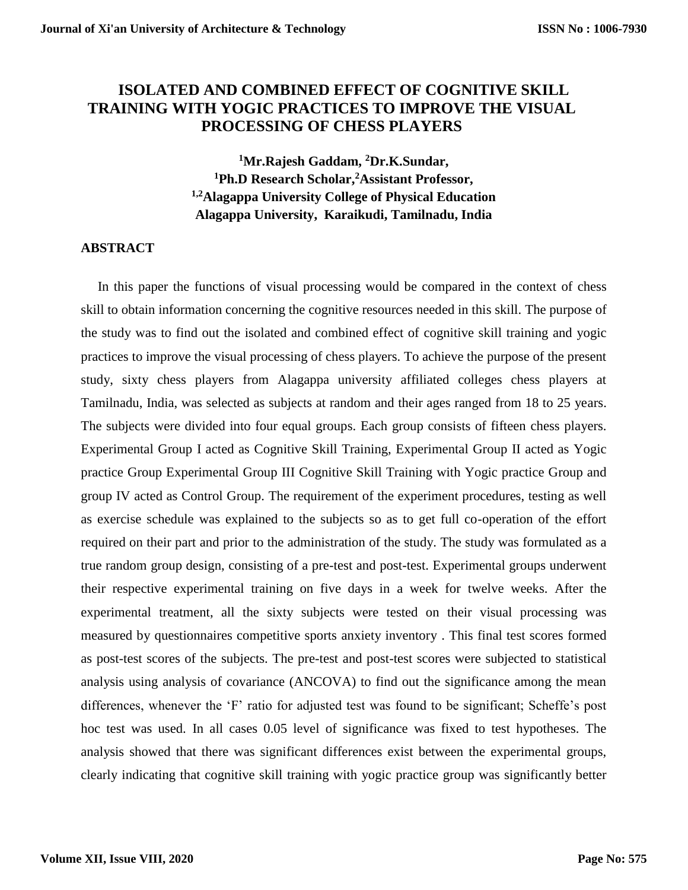# ISOLATED AND COMBINED EFFECT OF COGNITIVE SKILL TRAINING WITH YOGIC PRACTICES TO IMPROVE THE VISUAL PROCESSING OF CHESS PLAYERS

**[1]Mr.Rajesh Gaddam, [2]Dr.K.Sundar,**
**[1]Ph.D Research Scholar,[2]Assistant Professor,**
**[1,2]Alagappa University College of Physical Education**
**Alagappa University, Karaikudi, Tamilnadu, India**

## ABSTRACT

In this paper the functions of visual processing would be compared in the context of chess skill to obtain information concerning the cognitive resources needed in this skill. The purpose of the study was to find out the isolated and combined effect of cognitive skill training and yogic practices to improve the visual processing of chess players. To achieve the purpose of the present study, sixty chess players from Alagappa university affiliated colleges chess players at Tamilnadu, India, was selected as subjects at random and their ages ranged from 18 to 25 years. The subjects were divided into four equal groups. Each group consists of fifteen chess players. Experimental Group I acted as Cognitive Skill Training, Experimental Group II acted as Yogic practice Group Experimental Group III Cognitive Skill Training with Yogic practice Group and group IV acted as Control Group. The requirement of the experiment procedures, testing as well as exercise schedule was explained to the subjects so as to get full co-operation of the effort required on their part and prior to the administration of the study. The study was formulated as a true random group design, consisting of a pre-test and post-test. Experimental groups underwent their respective experimental training on five days in a week for twelve weeks. After the experimental treatment, all the sixty subjects were tested on their visual processing was measured by questionnaires competitive sports anxiety inventory . This final test scores formed as post-test scores of the subjects. The pre-test and post-test scores were subjected to statistical analysis using analysis of covariance (ANCOVA) to find out the significance among the mean differences, whenever the 'F' ratio for adjusted test was found to be significant; Scheffe's post hoc test was used. In all cases 0.05 level of significance was fixed to test hypotheses. The analysis showed that there was significant differences exist between the experimental groups, clearly indicating that cognitive skill training with yogic practice group was significantly better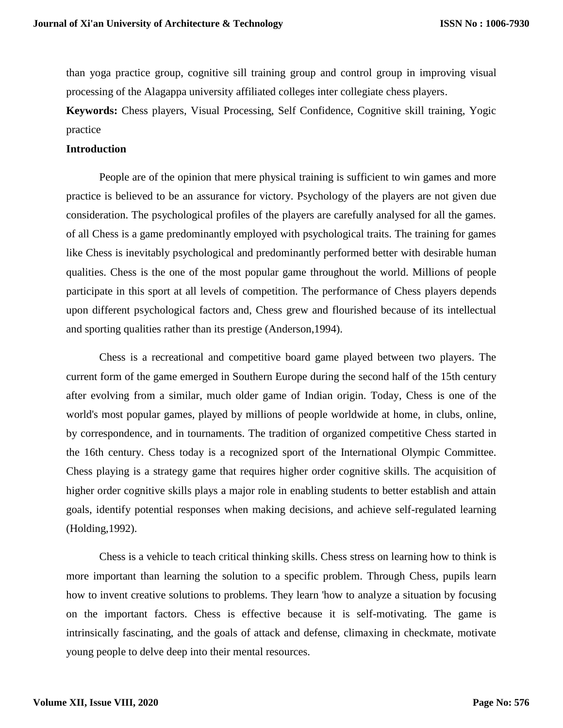than yoga practice group, cognitive sill training group and control group in improving visual processing of the Alagappa university affiliated colleges inter collegiate chess players.

**Keywords:** Chess players, Visual Processing, Self Confidence, Cognitive skill training, Yogic practice

## Introduction

People are of the opinion that mere physical training is sufficient to win games and more practice is believed to be an assurance for victory. Psychology of the players are not given due consideration. The psychological profiles of the players are carefully analysed for all the games. of all Chess is a game predominantly employed with psychological traits. The training for games like Chess is inevitably psychological and predominantly performed better with desirable human qualities. Chess is the one of the most popular game throughout the world. Millions of people participate in this sport at all levels of competition. The performance of Chess players depends upon different psychological factors and, Chess grew and flourished because of its intellectual and sporting qualities rather than its prestige (Anderson,1994).

Chess is a recreational and competitive board game played between two players. The current form of the game emerged in Southern Europe during the second half of the 15th century after evolving from a similar, much older game of Indian origin. Today, Chess is one of the world's most popular games, played by millions of people worldwide at home, in clubs, online, by correspondence, and in tournaments. The tradition of organized competitive Chess started in the 16th century. Chess today is a recognized sport of the International Olympic Committee. Chess playing is a strategy game that requires higher order cognitive skills. The acquisition of higher order cognitive skills plays a major role in enabling students to better establish and attain goals, identify potential responses when making decisions, and achieve self-regulated learning (Holding,1992).

Chess is a vehicle to teach critical thinking skills. Chess stress on learning how to think is more important than learning the solution to a specific problem. Through Chess, pupils learn how to invent creative solutions to problems. They learn 'how to analyze a situation by focusing on the important factors. Chess is effective because it is self-motivating. The game is intrinsically fascinating, and the goals of attack and defense, climaxing in checkmate, motivate young people to delve deep into their mental resources.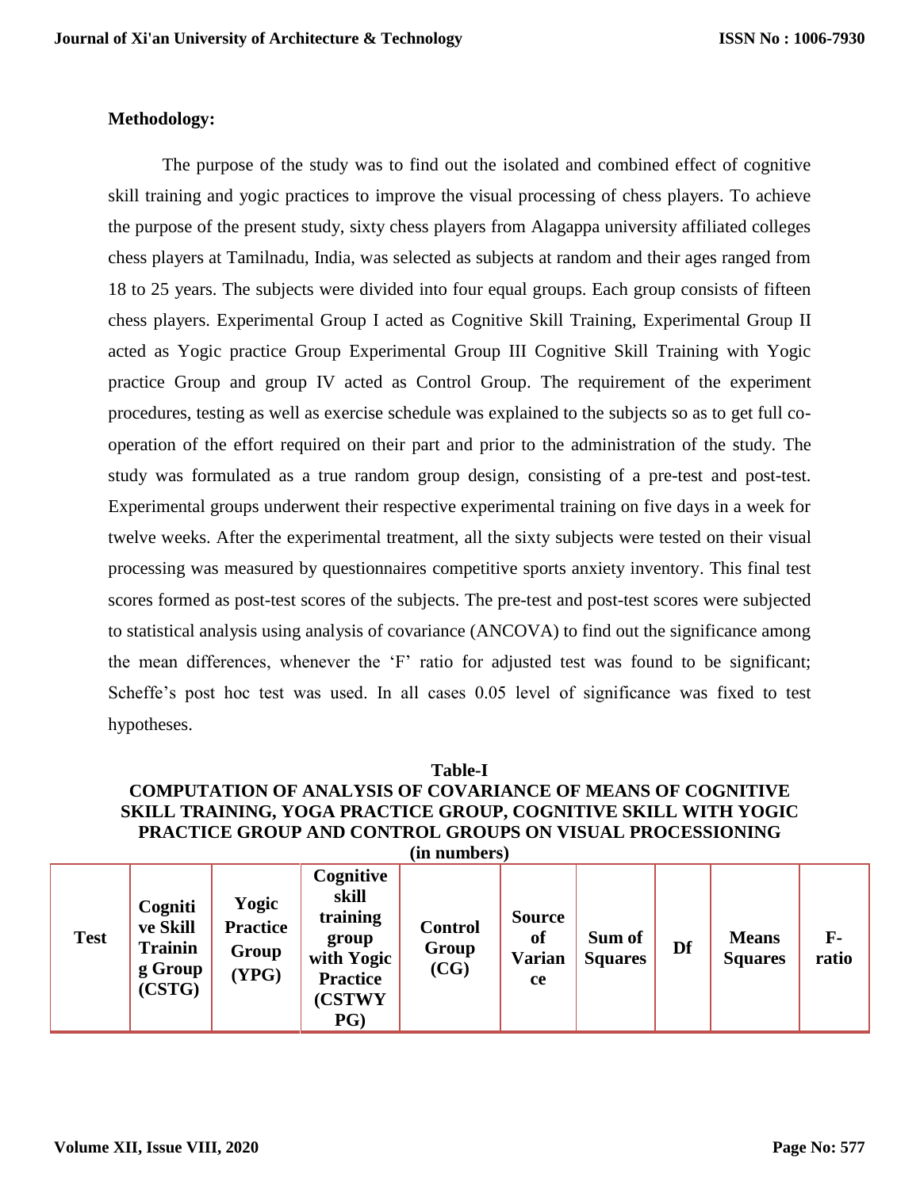**Methodology:**

The purpose of the study was to find out the isolated and combined effect of cognitive skill training and yogic practices to improve the visual processing of chess players. To achieve the purpose of the present study, sixty chess players from Alagappa university affiliated colleges chess players at Tamilnadu, India, was selected as subjects at random and their ages ranged from 18 to 25 years. The subjects were divided into four equal groups. Each group consists of fifteen chess players. Experimental Group I acted as Cognitive Skill Training, Experimental Group II acted as Yogic practice Group Experimental Group III Cognitive Skill Training with Yogic practice Group and group IV acted as Control Group. The requirement of the experiment procedures, testing as well as exercise schedule was explained to the subjects so as to get full co-operation of the effort required on their part and prior to the administration of the study. The study was formulated as a true random group design, consisting of a pre-test and post-test. Experimental groups underwent their respective experimental training on five days in a week for twelve weeks. After the experimental treatment, all the sixty subjects were tested on their visual processing was measured by questionnaires competitive sports anxiety inventory. This final test scores formed as post-test scores of the subjects. The pre-test and post-test scores were subjected to statistical analysis using analysis of covariance (ANCOVA) to find out the significance among the mean differences, whenever the 'F' ratio for adjusted test was found to be significant; Scheffe's post hoc test was used. In all cases 0.05 level of significance was fixed to test hypotheses.

**Table-I**

**COMPUTATION OF ANALYSIS OF COVARIANCE OF MEANS OF COGNITIVE SKILL TRAINING, YOGA PRACTICE GROUP, COGNITIVE SKILL WITH YOGIC PRACTICE GROUP AND CONTROL GROUPS ON VISUAL PROCESSIONING (in numbers)**

| Test | Cognitive Skill Training Group (CSTG) | Yogic Practice Group (YPG) | Cognitive skill training group with Yogic Practice (CSTWYPG) | Control Group (CG) | Source of Variance | Sum of Squares | Df | Means Squares | F-ratio |
|---|---|---|---|---|---|---|---|---|---|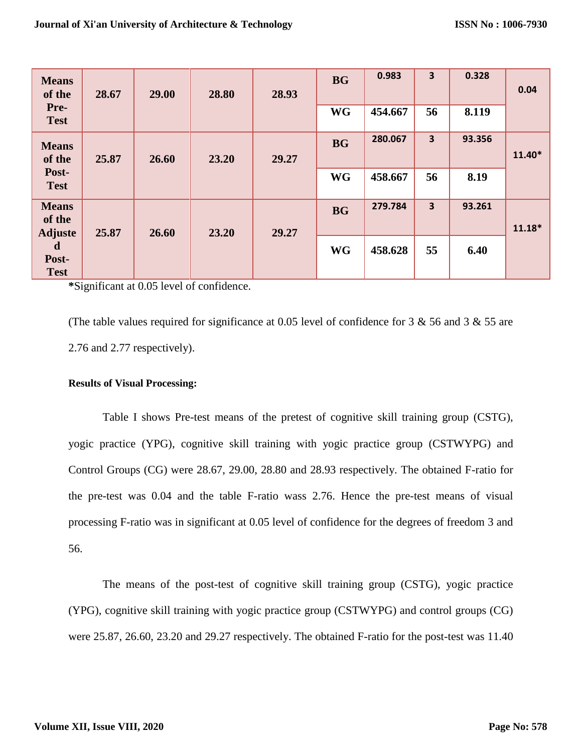| Means of the Pre-Test | 28.67 | 29.00 | 28.80 | 28.93 | BG | 0.983 | 3 | 0.328 | 0.04 |
|---|---|---|---|---|---|---|---|---|---|
| | | | | | WG | 454.667 | 56 | 8.119 | |
| Means of the Post-Test | 25.87 | 26.60 | 23.20 | 29.27 | BG | 280.067 | 3 | 93.356 | 11.40* |
| | | | | | WG | 458.667 | 56 | 8.19 | |
| Means of the Adjusted Post-Test | 25.87 | 26.60 | 23.20 | 29.27 | BG | 279.784 | 3 | 93.261 | 11.18* |
| | | | | | WG | 458.628 | 55 | 6.40 | |

**\***Significant at 0.05 level of confidence.

(The table values required for significance at 0.05 level of confidence for 3 & 56 and 3 & 55 are 2.76 and 2.77 respectively).

**Results of Visual Processing:**

Table I shows Pre-test means of the pretest of cognitive skill training group (CSTG), yogic practice (YPG), cognitive skill training with yogic practice group (CSTWYPG) and Control Groups (CG) were 28.67, 29.00, 28.80 and 28.93 respectively. The obtained F-ratio for the pre-test was 0.04 and the table F-ratio wass 2.76. Hence the pre-test means of visual processing F-ratio was in significant at 0.05 level of confidence for the degrees of freedom 3 and 56.

The means of the post-test of cognitive skill training group (CSTG), yogic practice (YPG), cognitive skill training with yogic practice group (CSTWYPG) and control groups (CG) were 25.87, 26.60, 23.20 and 29.27 respectively. The obtained F-ratio for the post-test was 11.40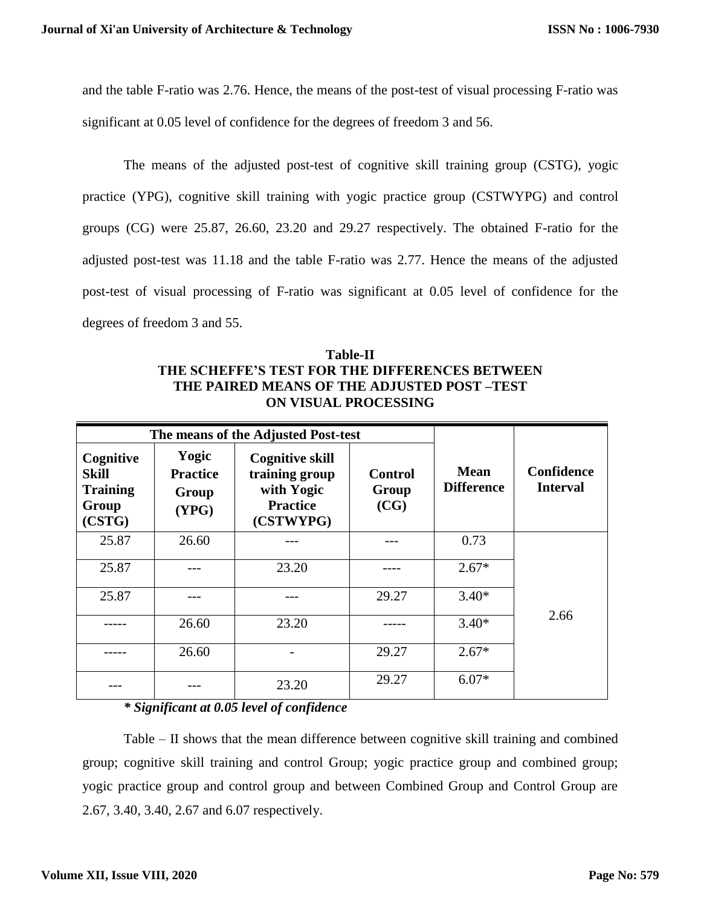and the table F-ratio was 2.76. Hence, the means of the post-test of visual processing F-ratio was significant at 0.05 level of confidence for the degrees of freedom 3 and 56.

The means of the adjusted post-test of cognitive skill training group (CSTG), yogic practice (YPG), cognitive skill training with yogic practice group (CSTWYPG) and control groups (CG) were 25.87, 26.60, 23.20 and 29.27 respectively. The obtained F-ratio for the adjusted post-test was 11.18 and the table F-ratio was 2.77. Hence the means of the adjusted post-test of visual processing of F-ratio was significant at 0.05 level of confidence for the degrees of freedom 3 and 55.

**Table-II**
**THE SCHEFFE'S TEST FOR THE DIFFERENCES BETWEEN THE PAIRED MEANS OF THE ADJUSTED POST –TEST ON VISUAL PROCESSING**

| The means of the Adjusted Post-test | | | | Mean Difference | Confidence Interval |
|---|---|---|---|---|---|
| Cognitive Skill Training Group (CSTG) | Yogic Practice Group (YPG) | Cognitive skill training group with Yogic Practice (CSTWYPG) | Control Group (CG) | | |
| 25.87 | 26.60 | --- | --- | 0.73 | 2.66 |
| 25.87 | --- | 23.20 | ---- | 2.67* | |
| 25.87 | --- | --- | 29.27 | 3.40* | |
| ----- | 26.60 | 23.20 | ----- | 3.40* | |
| ----- | 26.60 | - | 29.27 | 2.67* | |
| --- | --- | 23.20 | 29.27 | 6.07* | |

***\* Significant at 0.05 level of confidence***

Table – II shows that the mean difference between cognitive skill training and combined group; cognitive skill training and control Group; yogic practice group and combined group; yogic practice group and control group and between Combined Group and Control Group are 2.67, 3.40, 3.40, 2.67 and 6.07 respectively.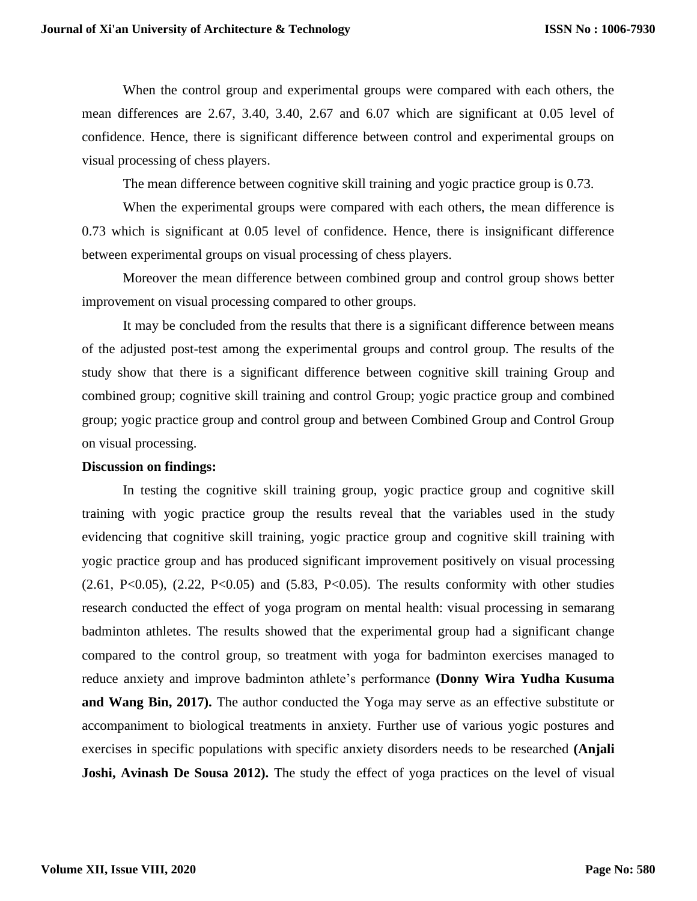When the control group and experimental groups were compared with each others, the mean differences are 2.67, 3.40, 3.40, 2.67 and 6.07 which are significant at 0.05 level of confidence. Hence, there is significant difference between control and experimental groups on visual processing of chess players.

The mean difference between cognitive skill training and yogic practice group is 0.73.

When the experimental groups were compared with each others, the mean difference is 0.73 which is significant at 0.05 level of confidence. Hence, there is insignificant difference between experimental groups on visual processing of chess players.

Moreover the mean difference between combined group and control group shows better improvement on visual processing compared to other groups.

It may be concluded from the results that there is a significant difference between means of the adjusted post-test among the experimental groups and control group. The results of the study show that there is a significant difference between cognitive skill training Group and combined group; cognitive skill training and control Group; yogic practice group and combined group; yogic practice group and control group and between Combined Group and Control Group on visual processing.

**Discussion on findings:**

In testing the cognitive skill training group, yogic practice group and cognitive skill training with yogic practice group the results reveal that the variables used in the study evidencing that cognitive skill training, yogic practice group and cognitive skill training with yogic practice group and has produced significant improvement positively on visual processing (2.61, $P<0.05$), (2.22, $P<0.05$) and (5.83, $P<0.05$). The results conformity with other studies research conducted the effect of yoga program on mental health: visual processing in semarang badminton athletes. The results showed that the experimental group had a significant change compared to the control group, so treatment with yoga for badminton exercises managed to reduce anxiety and improve badminton athlete's performance **(Donny Wira Yudha Kusuma and Wang Bin, 2017).** The author conducted the Yoga may serve as an effective substitute or accompaniment to biological treatments in anxiety. Further use of various yogic postures and exercises in specific populations with specific anxiety disorders needs to be researched **(Anjali Joshi, Avinash De Sousa 2012).** The study the effect of yoga practices on the level of visual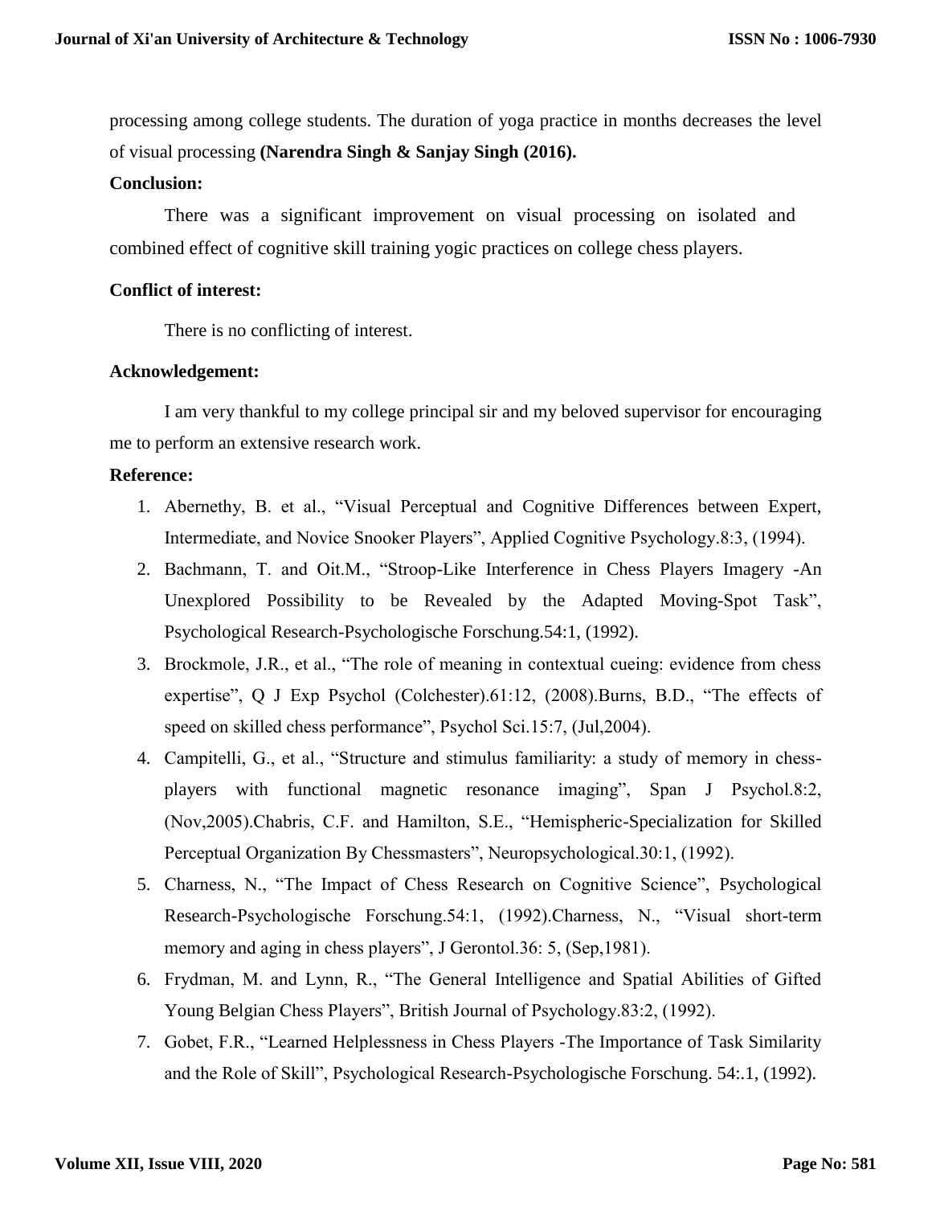processing among college students. The duration of yoga practice in months decreases the level of visual processing **(Narendra Singh & Sanjay Singh (2016).**

**Conclusion:**

There was a significant improvement on visual processing on isolated and combined effect of cognitive skill training yogic practices on college chess players.

**Conflict of interest:**

There is no conflicting of interest.

**Acknowledgement:**

I am very thankful to my college principal sir and my beloved supervisor for encouraging me to perform an extensive research work.

**Reference:**

1. Abernethy, B. et al., "Visual Perceptual and Cognitive Differences between Expert, Intermediate, and Novice Snooker Players", Applied Cognitive Psychology.8:3, (1994).
2. Bachmann, T. and Oit.M., "Stroop-Like Interference in Chess Players Imagery -An Unexplored Possibility to be Revealed by the Adapted Moving-Spot Task", Psychological Research-Psychologische Forschung.54:1, (1992).
3. Brockmole, J.R., et al., "The role of meaning in contextual cueing: evidence from chess expertise", Q J Exp Psychol (Colchester).61:12, (2008).Burns, B.D., "The effects of speed on skilled chess performance", Psychol Sci.15:7, (Jul,2004).
4. Campitelli, G., et al., "Structure and stimulus familiarity: a study of memory in chess-players with functional magnetic resonance imaging", Span J Psychol.8:2, (Nov,2005).Chabris, C.F. and Hamilton, S.E., "Hemispheric-Specialization for Skilled Perceptual Organization By Chessmasters", Neuropsychological.30:1, (1992).
5. Charness, N., "The Impact of Chess Research on Cognitive Science", Psychological Research-Psychologische Forschung.54:1, (1992).Charness, N., "Visual short-term memory and aging in chess players", J Gerontol.36: 5, (Sep,1981).
6. Frydman, M. and Lynn, R., "The General Intelligence and Spatial Abilities of Gifted Young Belgian Chess Players", British Journal of Psychology.83:2, (1992).
7. Gobet, F.R., "Learned Helplessness in Chess Players -The Importance of Task Similarity and the Role of Skill", Psychological Research-Psychologische Forschung. 54:.1, (1992).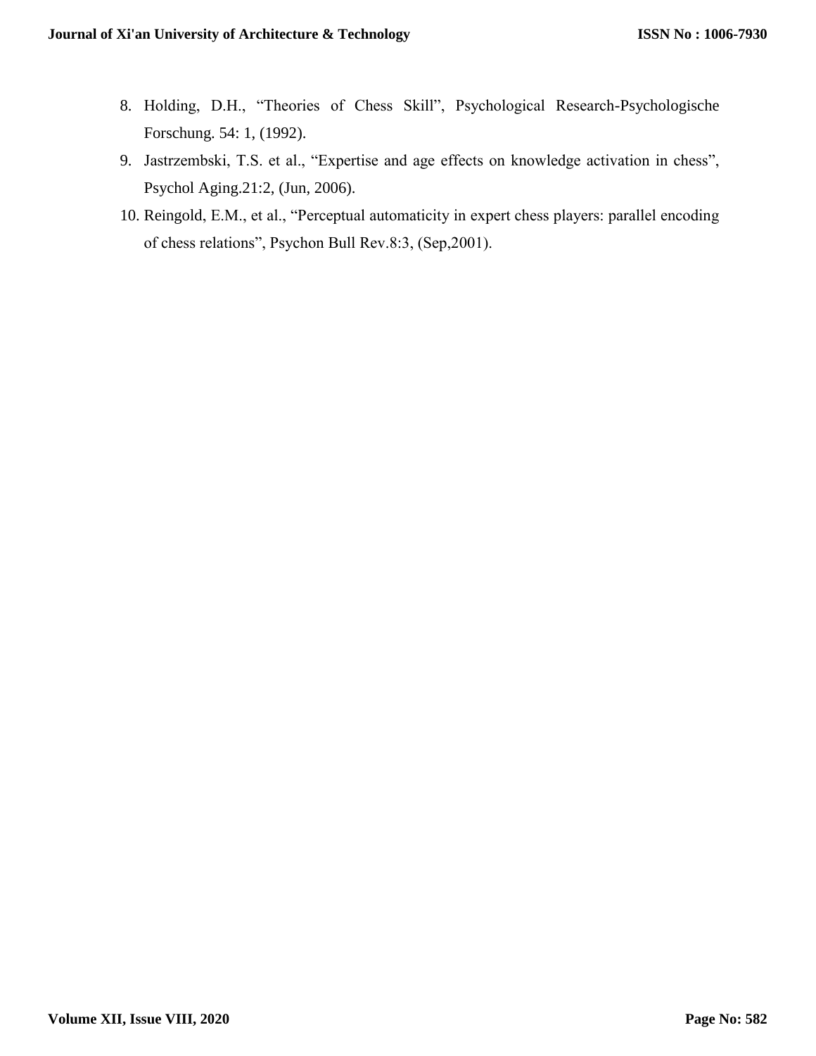8. Holding, D.H., "Theories of Chess Skill", Psychological Research-Psychologische Forschung. 54: 1, (1992).
9. Jastrzembski, T.S. et al., "Expertise and age effects on knowledge activation in chess", Psychol Aging.21:2, (Jun, 2006).
10. Reingold, E.M., et al., "Perceptual automaticity in expert chess players: parallel encoding of chess relations", Psychon Bull Rev.8:3, (Sep,2001).